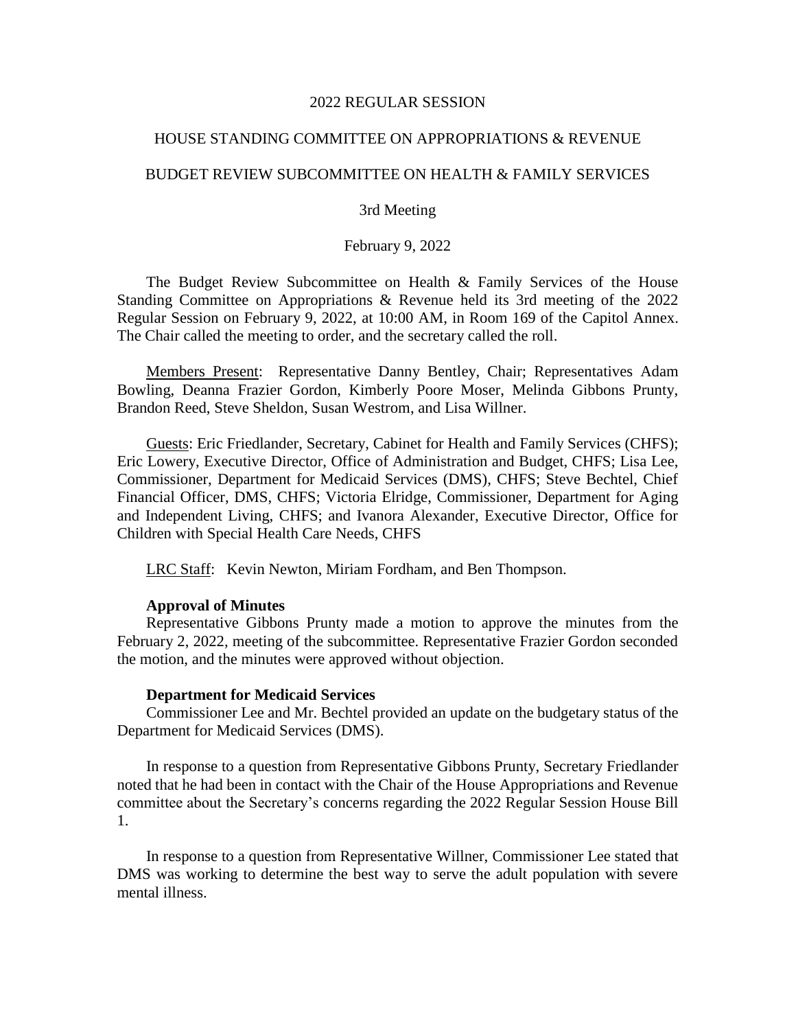2022 REGULAR SESSION

HOUSE STANDING COMMITTEE ON APPROPRIATIONS & REVENUE

BUDGET REVIEW SUBCOMMITTEE ON HEALTH & FAMILY SERVICES

3rd Meeting

February 9, 2022

The Budget Review Subcommittee on Health & Family Services of the House Standing Committee on Appropriations & Revenue held its 3rd meeting of the 2022 Regular Session on February 9, 2022, at 10:00 AM, in Room 169 of the Capitol Annex. The Chair called the meeting to order, and the secretary called the roll.

Members Present: Representative Danny Bentley, Chair; Representatives Adam Bowling, Deanna Frazier Gordon, Kimberly Poore Moser, Melinda Gibbons Prunty, Brandon Reed, Steve Sheldon, Susan Westrom, and Lisa Willner.

Guests: Eric Friedlander, Secretary, Cabinet for Health and Family Services (CHFS); Eric Lowery, Executive Director, Office of Administration and Budget, CHFS; Lisa Lee, Commissioner, Department for Medicaid Services (DMS), CHFS; Steve Bechtel, Chief Financial Officer, DMS, CHFS; Victoria Elridge, Commissioner, Department for Aging and Independent Living, CHFS; and Ivanora Alexander, Executive Director, Office for Children with Special Health Care Needs, CHFS

LRC Staff: Kevin Newton, Miriam Fordham, and Ben Thompson.

**Approval of Minutes**

Representative Gibbons Prunty made a motion to approve the minutes from the February 2, 2022, meeting of the subcommittee. Representative Frazier Gordon seconded the motion, and the minutes were approved without objection.

**Department for Medicaid Services**

Commissioner Lee and Mr. Bechtel provided an update on the budgetary status of the Department for Medicaid Services (DMS).

In response to a question from Representative Gibbons Prunty, Secretary Friedlander noted that he had been in contact with the Chair of the House Appropriations and Revenue committee about the Secretary's concerns regarding the 2022 Regular Session House Bill 1.

In response to a question from Representative Willner, Commissioner Lee stated that DMS was working to determine the best way to serve the adult population with severe mental illness.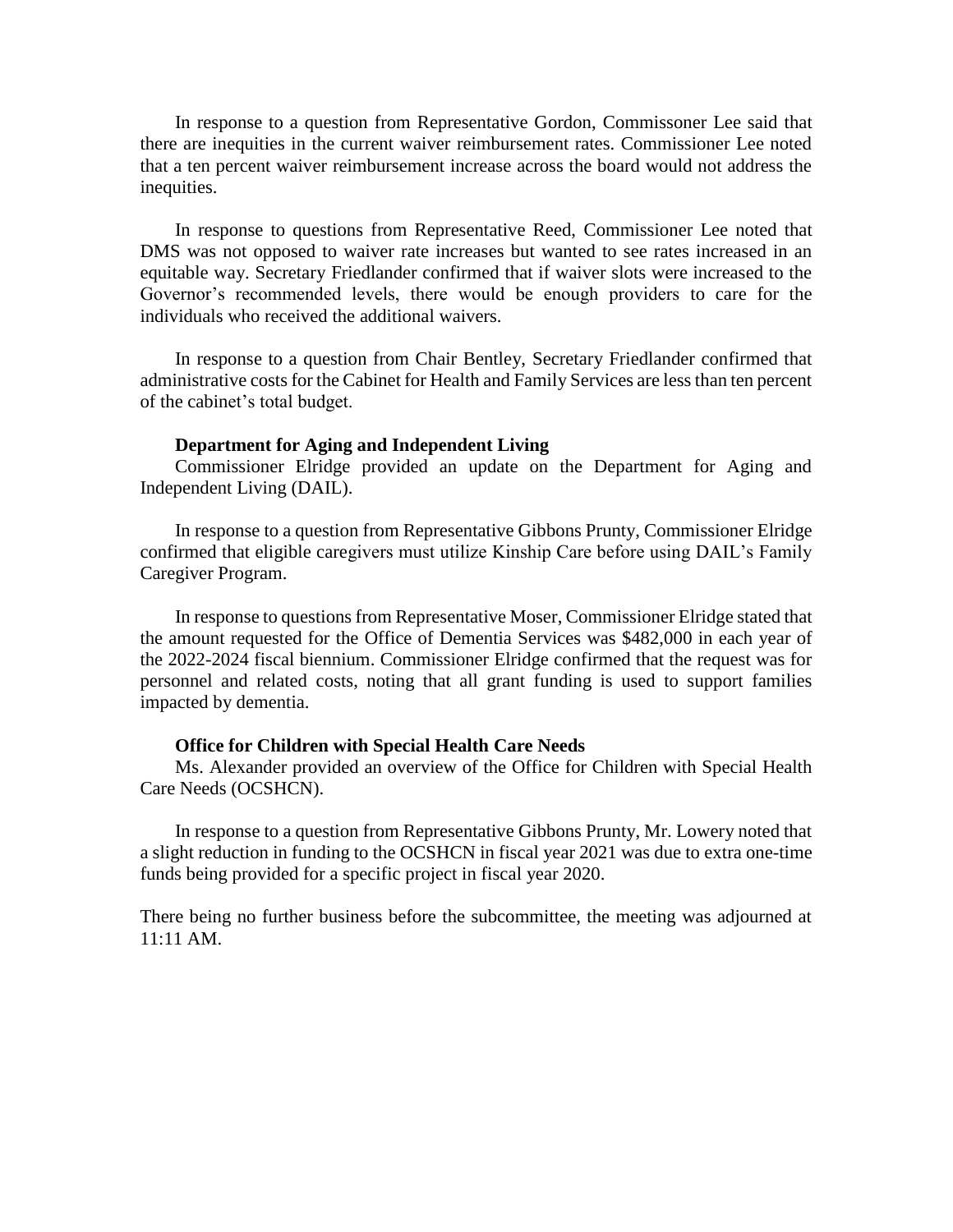In response to a question from Representative Gordon, Commissoner Lee said that there are inequities in the current waiver reimbursement rates. Commissioner Lee noted that a ten percent waiver reimbursement increase across the board would not address the inequities.

In response to questions from Representative Reed, Commissioner Lee noted that DMS was not opposed to waiver rate increases but wanted to see rates increased in an equitable way. Secretary Friedlander confirmed that if waiver slots were increased to the Governor's recommended levels, there would be enough providers to care for the individuals who received the additional waivers.

In response to a question from Chair Bentley, Secretary Friedlander confirmed that administrative costs for the Cabinet for Health and Family Services are less than ten percent of the cabinet's total budget.

**Department for Aging and Independent Living**

Commissioner Elridge provided an update on the Department for Aging and Independent Living (DAIL).

In response to a question from Representative Gibbons Prunty, Commissioner Elridge confirmed that eligible caregivers must utilize Kinship Care before using DAIL's Family Caregiver Program.

In response to questions from Representative Moser, Commissioner Elridge stated that the amount requested for the Office of Dementia Services was $482,000 in each year of the 2022-2024 fiscal biennium. Commissioner Elridge confirmed that the request was for personnel and related costs, noting that all grant funding is used to support families impacted by dementia.

**Office for Children with Special Health Care Needs**

Ms. Alexander provided an overview of the Office for Children with Special Health Care Needs (OCSHCN).

In response to a question from Representative Gibbons Prunty, Mr. Lowery noted that a slight reduction in funding to the OCSHCN in fiscal year 2021 was due to extra one-time funds being provided for a specific project in fiscal year 2020.

There being no further business before the subcommittee, the meeting was adjourned at 11:11 AM.